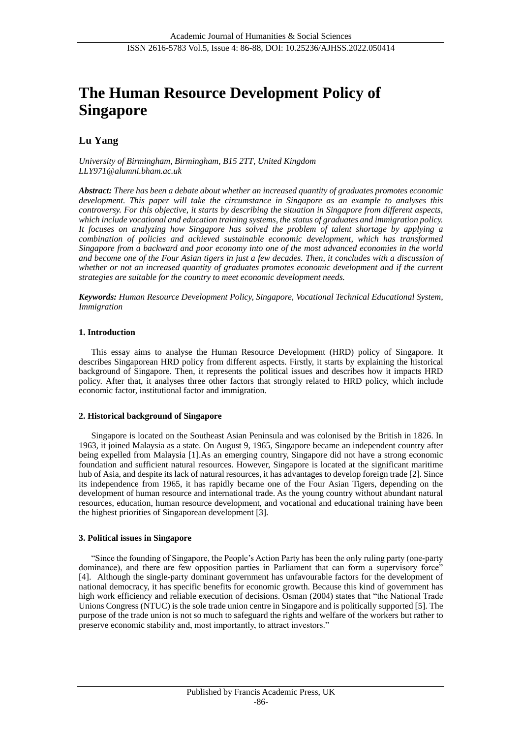# The Human Resource Development Policy of Singapore

**Lu Yang**

*University of Birmingham, Birmingham, B15 2TT, United Kingdom*
*LLY971@alumni.bham.ac.uk*

***Abstract:*** *There has been a debate about whether an increased quantity of graduates promotes economic development. This paper will take the circumstance in Singapore as an example to analyses this controversy. For this objective, it starts by describing the situation in Singapore from different aspects, which include vocational and education training systems, the status of graduates and immigration policy. It focuses on analyzing how Singapore has solved the problem of talent shortage by applying a combination of policies and achieved sustainable economic development, which has transformed Singapore from a backward and poor economy into one of the most advanced economies in the world and become one of the Four Asian tigers in just a few decades. Then, it concludes with a discussion of whether or not an increased quantity of graduates promotes economic development and if the current strategies are suitable for the country to meet economic development needs.*

***Keywords:*** *Human Resource Development Policy, Singapore, Vocational Technical Educational System, Immigration*

## 1. Introduction

This essay aims to analyse the Human Resource Development (HRD) policy of Singapore. It describes Singaporean HRD policy from different aspects. Firstly, it starts by explaining the historical background of Singapore. Then, it represents the political issues and describes how it impacts HRD policy. After that, it analyses three other factors that strongly related to HRD policy, which include economic factor, institutional factor and immigration.

## 2. Historical background of Singapore

Singapore is located on the Southeast Asian Peninsula and was colonised by the British in 1826. In 1963, it joined Malaysia as a state. On August 9, 1965, Singapore became an independent country after being expelled from Malaysia [1].As an emerging country, Singapore did not have a strong economic foundation and sufficient natural resources. However, Singapore is located at the significant maritime hub of Asia, and despite its lack of natural resources, it has advantages to develop foreign trade [2]. Since its independence from 1965, it has rapidly became one of the Four Asian Tigers, depending on the development of human resource and international trade. As the young country without abundant natural resources, education, human resource development, and vocational and educational training have been the highest priorities of Singaporean development [3].

## 3. Political issues in Singapore

"Since the founding of Singapore, the People's Action Party has been the only ruling party (one-party dominance), and there are few opposition parties in Parliament that can form a supervisory force" [4]. Although the single-party dominant government has unfavourable factors for the development of national democracy, it has specific benefits for economic growth. Because this kind of government has high work efficiency and reliable execution of decisions. Osman (2004) states that "the National Trade Unions Congress (NTUC) is the sole trade union centre in Singapore and is politically supported [5]. The purpose of the trade union is not so much to safeguard the rights and welfare of the workers but rather to preserve economic stability and, most importantly, to attract investors."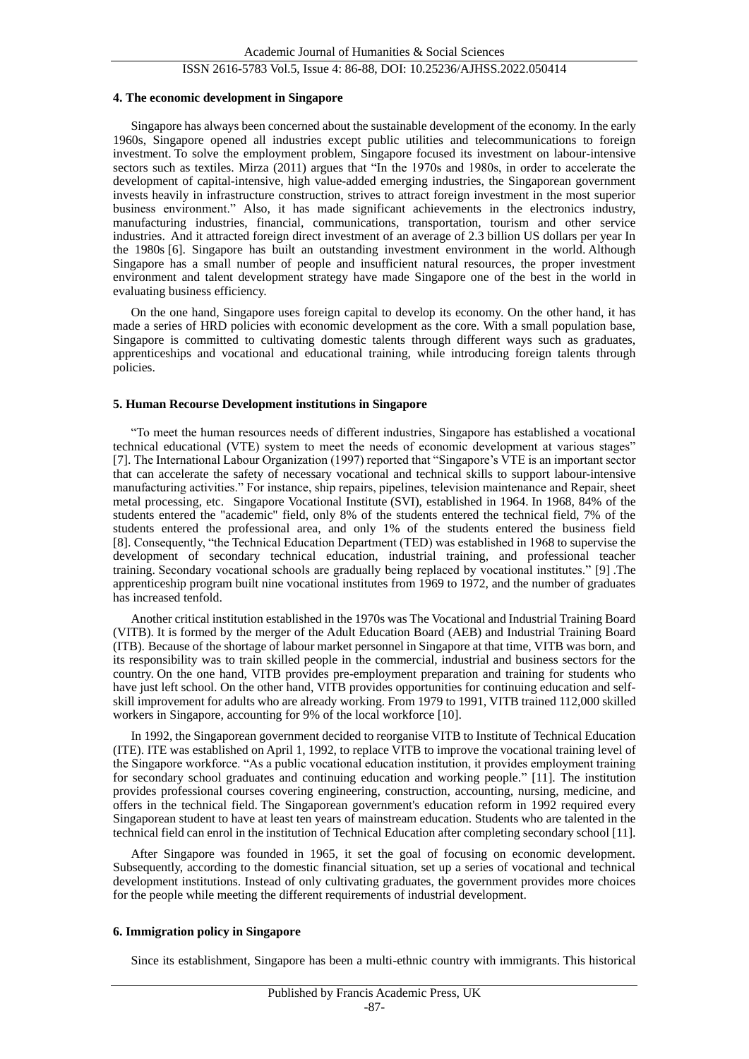## 4. The economic development in Singapore

Singapore has always been concerned about the sustainable development of the economy. In the early 1960s, Singapore opened all industries except public utilities and telecommunications to foreign investment. To solve the employment problem, Singapore focused its investment on labour-intensive sectors such as textiles. Mirza (2011) argues that "In the 1970s and 1980s, in order to accelerate the development of capital-intensive, high value-added emerging industries, the Singaporean government invests heavily in infrastructure construction, strives to attract foreign investment in the most superior business environment." Also, it has made significant achievements in the electronics industry, manufacturing industries, financial, communications, transportation, tourism and other service industries. And it attracted foreign direct investment of an average of 2.3 billion US dollars per year In the 1980s [6]. Singapore has built an outstanding investment environment in the world. Although Singapore has a small number of people and insufficient natural resources, the proper investment environment and talent development strategy have made Singapore one of the best in the world in evaluating business efficiency.

On the one hand, Singapore uses foreign capital to develop its economy. On the other hand, it has made a series of HRD policies with economic development as the core. With a small population base, Singapore is committed to cultivating domestic talents through different ways such as graduates, apprenticeships and vocational and educational training, while introducing foreign talents through policies.

## 5. Human Recourse Development institutions in Singapore

"To meet the human resources needs of different industries, Singapore has established a vocational technical educational (VTE) system to meet the needs of economic development at various stages" [7]. The International Labour Organization (1997) reported that "Singapore's VTE is an important sector that can accelerate the safety of necessary vocational and technical skills to support labour-intensive manufacturing activities." For instance, ship repairs, pipelines, television maintenance and Repair, sheet metal processing, etc. Singapore Vocational Institute (SVI), established in 1964. In 1968, 84% of the students entered the "academic" field, only 8% of the students entered the technical field, 7% of the students entered the professional area, and only 1% of the students entered the business field [8]. Consequently, "the Technical Education Department (TED) was established in 1968 to supervise the development of secondary technical education, industrial training, and professional teacher training. Secondary vocational schools are gradually being replaced by vocational institutes." [9] .The apprenticeship program built nine vocational institutes from 1969 to 1972, and the number of graduates has increased tenfold.

Another critical institution established in the 1970s was The Vocational and Industrial Training Board (VITB). It is formed by the merger of the Adult Education Board (AEB) and Industrial Training Board (ITB). Because of the shortage of labour market personnel in Singapore at that time, VITB was born, and its responsibility was to train skilled people in the commercial, industrial and business sectors for the country. On the one hand, VITB provides pre-employment preparation and training for students who have just left school. On the other hand, VITB provides opportunities for continuing education and self-skill improvement for adults who are already working. From 1979 to 1991, VITB trained 112,000 skilled workers in Singapore, accounting for 9% of the local workforce [10].

In 1992, the Singaporean government decided to reorganise VITB to Institute of Technical Education (ITE). ITE was established on April 1, 1992, to replace VITB to improve the vocational training level of the Singapore workforce. "As a public vocational education institution, it provides employment training for secondary school graduates and continuing education and working people." [11]. The institution provides professional courses covering engineering, construction, accounting, nursing, medicine, and offers in the technical field. The Singaporean government's education reform in 1992 required every Singaporean student to have at least ten years of mainstream education. Students who are talented in the technical field can enrol in the institution of Technical Education after completing secondary school [11].

After Singapore was founded in 1965, it set the goal of focusing on economic development. Subsequently, according to the domestic financial situation, set up a series of vocational and technical development institutions. Instead of only cultivating graduates, the government provides more choices for the people while meeting the different requirements of industrial development.

## 6. Immigration policy in Singapore

Since its establishment, Singapore has been a multi-ethnic country with immigrants. This historical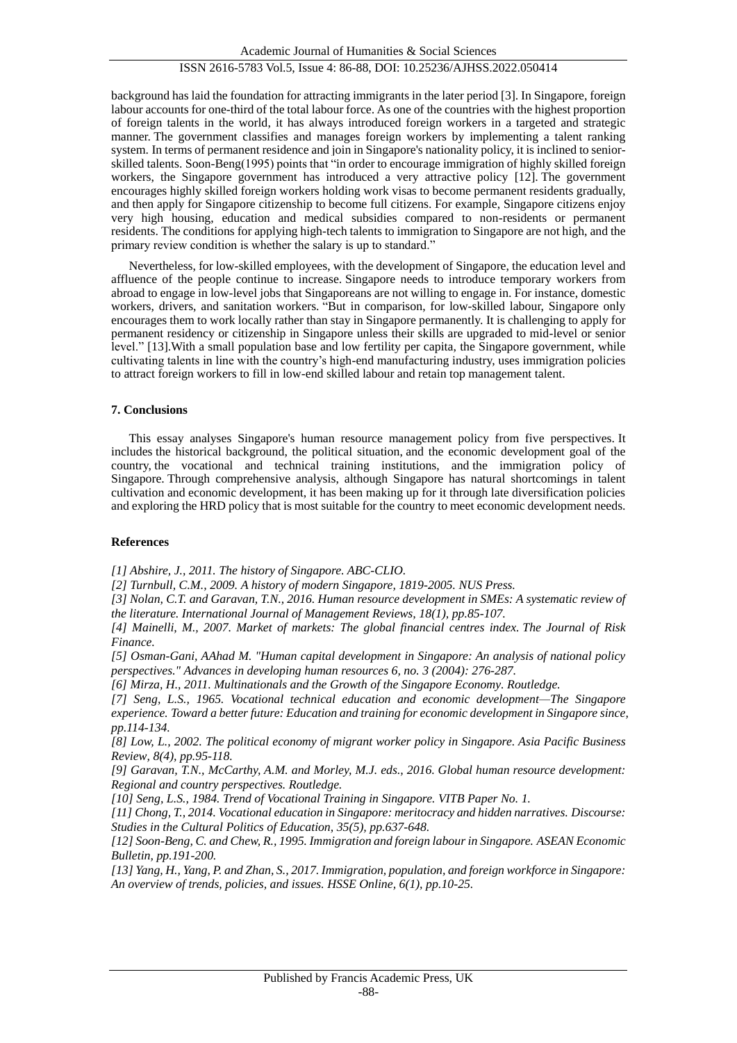background has laid the foundation for attracting immigrants in the later period [3]. In Singapore, foreign labour accounts for one-third of the total labour force. As one of the countries with the highest proportion of foreign talents in the world, it has always introduced foreign workers in a targeted and strategic manner. The government classifies and manages foreign workers by implementing a talent ranking system. In terms of permanent residence and join in Singapore's nationality policy, it is inclined to senior-skilled talents. Soon-Beng(1995) points that "in order to encourage immigration of highly skilled foreign workers, the Singapore government has introduced a very attractive policy [12]. The government encourages highly skilled foreign workers holding work visas to become permanent residents gradually, and then apply for Singapore citizenship to become full citizens. For example, Singapore citizens enjoy very high housing, education and medical subsidies compared to non-residents or permanent residents. The conditions for applying high-tech talents to immigration to Singapore are not high, and the primary review condition is whether the salary is up to standard."

Nevertheless, for low-skilled employees, with the development of Singapore, the education level and affluence of the people continue to increase. Singapore needs to introduce temporary workers from abroad to engage in low-level jobs that Singaporeans are not willing to engage in. For instance, domestic workers, drivers, and sanitation workers. "But in comparison, for low-skilled labour, Singapore only encourages them to work locally rather than stay in Singapore permanently. It is challenging to apply for permanent residency or citizenship in Singapore unless their skills are upgraded to mid-level or senior level." [13].With a small population base and low fertility per capita, the Singapore government, while cultivating talents in line with the country's high-end manufacturing industry, uses immigration policies to attract foreign workers to fill in low-end skilled labour and retain top management talent.

## 7. Conclusions

This essay analyses Singapore's human resource management policy from five perspectives. It includes the historical background, the political situation, and the economic development goal of the country, the vocational and technical training institutions, and the immigration policy of Singapore. Through comprehensive analysis, although Singapore has natural shortcomings in talent cultivation and economic development, it has been making up for it through late diversification policies and exploring the HRD policy that is most suitable for the country to meet economic development needs.

## References

*[1] Abshire, J., 2011. The history of Singapore. ABC-CLIO.*

*[2] Turnbull, C.M., 2009. A history of modern Singapore, 1819-2005. NUS Press.*

*[3] Nolan, C.T. and Garavan, T.N., 2016. Human resource development in SMEs: A systematic review of the literature. International Journal of Management Reviews, 18(1), pp.85-107.*

*[4] Mainelli, M., 2007. Market of markets: The global financial centres index. The Journal of Risk Finance.*

*[5] Osman-Gani, AAhad M. "Human capital development in Singapore: An analysis of national policy perspectives." Advances in developing human resources 6, no. 3 (2004): 276-287.*

*[6] Mirza, H., 2011. Multinationals and the Growth of the Singapore Economy. Routledge.*

*[7] Seng, L.S., 1965. Vocational technical education and economic development—The Singapore experience. Toward a better future: Education and training for economic development in Singapore since, pp.114-134.*

*[8] Low, L., 2002. The political economy of migrant worker policy in Singapore. Asia Pacific Business Review, 8(4), pp.95-118.*

*[9] Garavan, T.N., McCarthy, A.M. and Morley, M.J. eds., 2016. Global human resource development: Regional and country perspectives. Routledge.*

*[10] Seng, L.S., 1984. Trend of Vocational Training in Singapore. VITB Paper No. 1.*

*[11] Chong, T., 2014. Vocational education in Singapore: meritocracy and hidden narratives. Discourse: Studies in the Cultural Politics of Education, 35(5), pp.637-648.*

*[12] Soon-Beng, C. and Chew, R., 1995. Immigration and foreign labour in Singapore. ASEAN Economic Bulletin, pp.191-200.*

*[13] Yang, H., Yang, P. and Zhan, S., 2017. Immigration, population, and foreign workforce in Singapore: An overview of trends, policies, and issues. HSSE Online, 6(1), pp.10-25.*